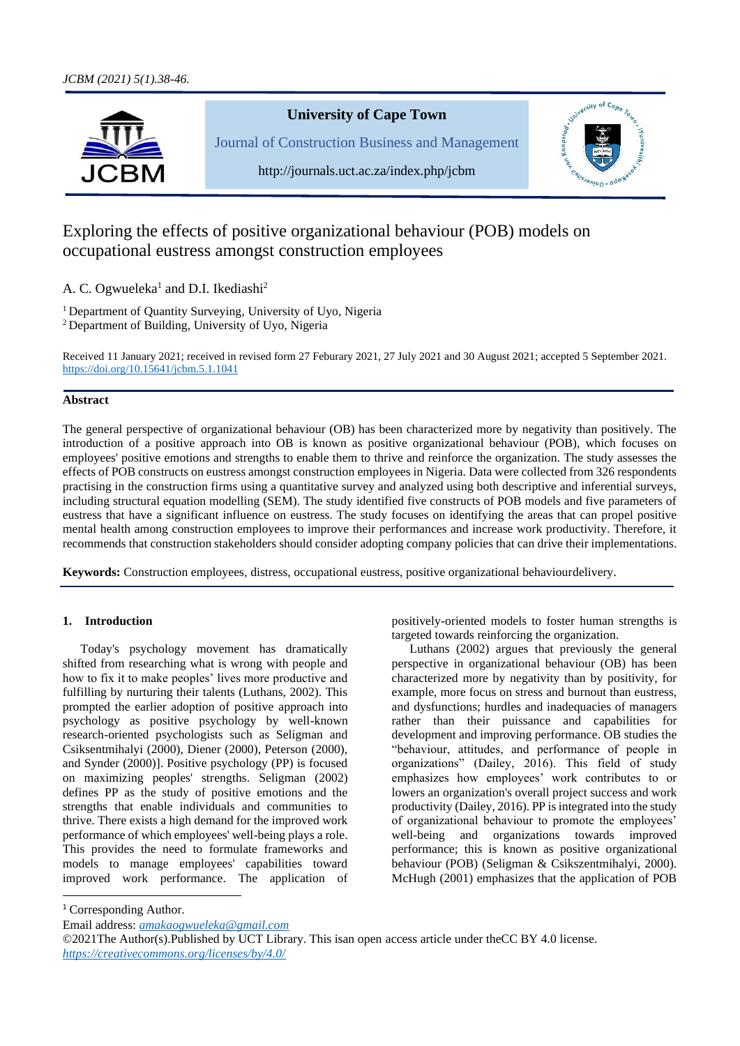University of Cape Town

Journal of Construction Business and Management

http://journals.uct.ac.za/index.php/jcbm

# Exploring the effects of positive organizational behaviour (POB) models on occupational eustress amongst construction employees

A. C. Ogwueleka[1] and D.I. Ikediashi[2]

[1] Department of Quantity Surveying, University of Uyo, Nigeria
[2] Department of Building, University of Uyo, Nigeria

Received 11 January 2021; received in revised form 27 Feburary 2021, 27 July 2021 and 30 August 2021; accepted 5 September 2021.
https://doi.org/10.15641/jcbm.5.1.1041

## Abstract

The general perspective of organizational behaviour (OB) has been characterized more by negativity than positively. The introduction of a positive approach into OB is known as positive organizational behaviour (POB), which focuses on employees' positive emotions and strengths to enable them to thrive and reinforce the organization. The study assesses the effects of POB constructs on eustress amongst construction employees in Nigeria. Data were collected from 326 respondents practising in the construction firms using a quantitative survey and analyzed using both descriptive and inferential surveys, including structural equation modelling (SEM). The study identified five constructs of POB models and five parameters of eustress that have a significant influence on eustress. The study focuses on identifying the areas that can propel positive mental health among construction employees to improve their performances and increase work productivity. Therefore, it recommends that construction stakeholders should consider adopting company policies that can drive their implementations.

**Keywords:** Construction employees, distress, occupational eustress, positive organizational behaviourdelivery.

## 1. Introduction

Today's psychology movement has dramatically shifted from researching what is wrong with people and how to fix it to make peoples' lives more productive and fulfilling by nurturing their talents (Luthans, 2002). This prompted the earlier adoption of positive approach into psychology as positive psychology by well-known research-oriented psychologists such as Seligman and Csiksentmihalyi (2000), Diener (2000), Peterson (2000), and Synder (2000)]. Positive psychology (PP) is focused on maximizing peoples' strengths. Seligman (2002) defines PP as the study of positive emotions and the strengths that enable individuals and communities to thrive. There exists a high demand for the improved work performance of which employees' well-being plays a role. This provides the need to formulate frameworks and models to manage employees' capabilities toward improved work performance. The application of positively-oriented models to foster human strengths is targeted towards reinforcing the organization.

Luthans (2002) argues that previously the general perspective in organizational behaviour (OB) has been characterized more by negativity than by positivity, for example, more focus on stress and burnout than eustress, and dysfunctions; hurdles and inadequacies of managers rather than their puissance and capabilities for development and improving performance. OB studies the "behaviour, attitudes, and performance of people in organizations" (Dailey, 2016). This field of study emphasizes how employees' work contributes to or lowers an organization's overall project success and work productivity (Dailey, 2016). PP is integrated into the study of organizational behaviour to promote the employees' well-being and organizations towards improved performance; this is known as positive organizational behaviour (POB) (Seligman & Csikszentmihalyi, 2000). McHugh (2001) emphasizes that the application of POB

[1] Corresponding Author.
Email address: *amakaogwueleka@gmail.com*
©2021The Author(s).Published by UCT Library. This isan open access article under theCC BY 4.0 license.
*https://creativecommons.org/licenses/by/4.0/*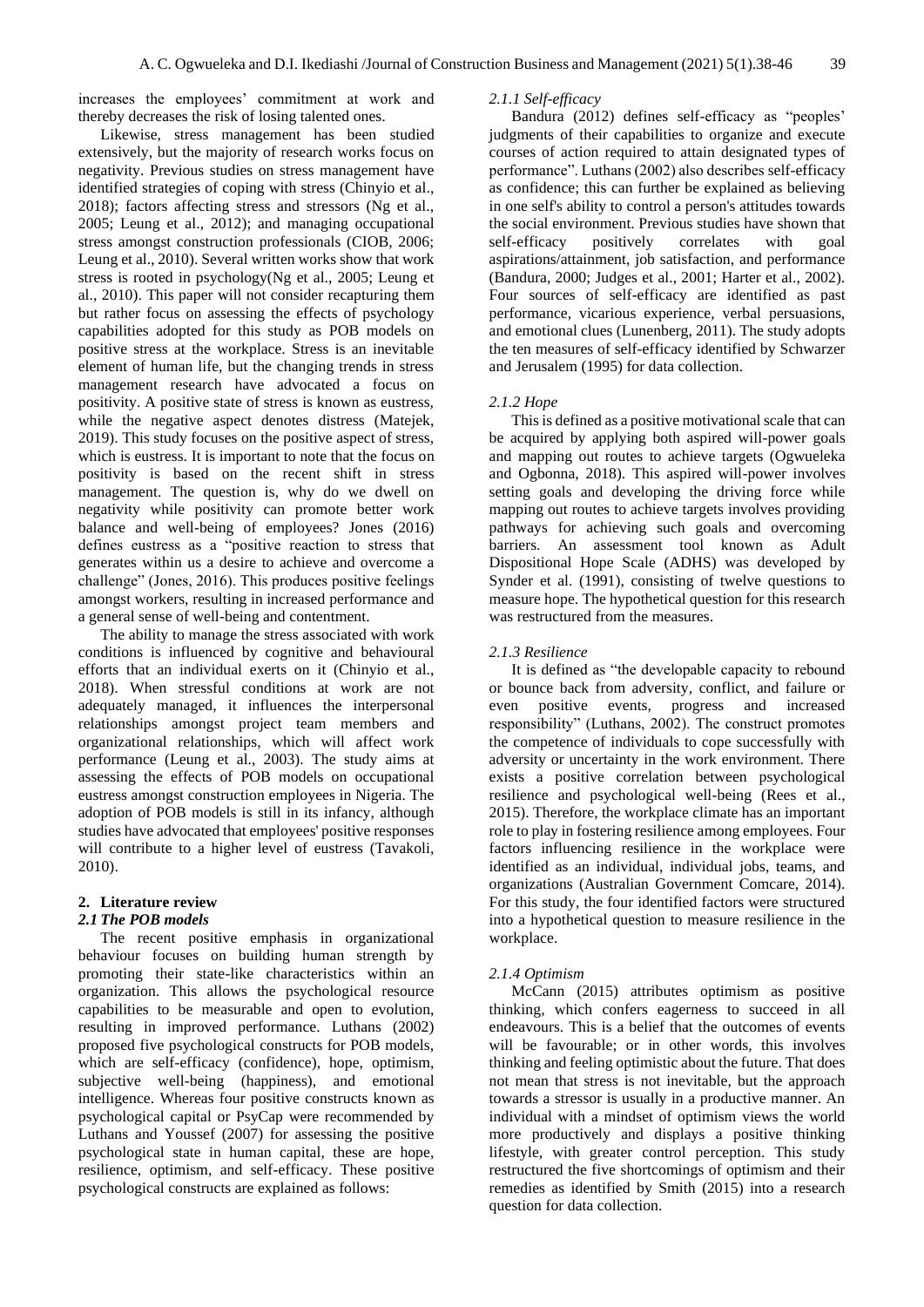increases the employees' commitment at work and thereby decreases the risk of losing talented ones.

Likewise, stress management has been studied extensively, but the majority of research works focus on negativity. Previous studies on stress management have identified strategies of coping with stress (Chinyio et al., 2018); factors affecting stress and stressors (Ng et al., 2005; Leung et al., 2012); and managing occupational stress amongst construction professionals (CIOB, 2006; Leung et al., 2010). Several written works show that work stress is rooted in psychology(Ng et al., 2005; Leung et al., 2010). This paper will not consider recapturing them but rather focus on assessing the effects of psychology capabilities adopted for this study as POB models on positive stress at the workplace. Stress is an inevitable element of human life, but the changing trends in stress management research have advocated a focus on positivity. A positive state of stress is known as eustress, while the negative aspect denotes distress (Matejek, 2019). This study focuses on the positive aspect of stress, which is eustress. It is important to note that the focus on positivity is based on the recent shift in stress management. The question is, why do we dwell on negativity while positivity can promote better work balance and well-being of employees? Jones (2016) defines eustress as a "positive reaction to stress that generates within us a desire to achieve and overcome a challenge" (Jones, 2016). This produces positive feelings amongst workers, resulting in increased performance and a general sense of well-being and contentment.

The ability to manage the stress associated with work conditions is influenced by cognitive and behavioural efforts that an individual exerts on it (Chinyio et al., 2018). When stressful conditions at work are not adequately managed, it influences the interpersonal relationships amongst project team members and organizational relationships, which will affect work performance (Leung et al., 2003). The study aims at assessing the effects of POB models on occupational eustress amongst construction employees in Nigeria. The adoption of POB models is still in its infancy, although studies have advocated that employees' positive responses will contribute to a higher level of eustress (Tavakoli, 2010).

## 2. Literature review

### *2.1 The POB models*

The recent positive emphasis in organizational behaviour focuses on building human strength by promoting their state-like characteristics within an organization. This allows the psychological resource capabilities to be measurable and open to evolution, resulting in improved performance. Luthans (2002) proposed five psychological constructs for POB models, which are self-efficacy (confidence), hope, optimism, subjective well-being (happiness), and emotional intelligence. Whereas four positive constructs known as psychological capital or PsyCap were recommended by Luthans and Youssef (2007) for assessing the positive psychological state in human capital, these are hope, resilience, optimism, and self-efficacy. These positive psychological constructs are explained as follows:

#### *2.1.1 Self-efficacy*

Bandura (2012) defines self-efficacy as "peoples' judgments of their capabilities to organize and execute courses of action required to attain designated types of performance". Luthans (2002) also describes self-efficacy as confidence; this can further be explained as believing in one self's ability to control a person's attitudes towards the social environment. Previous studies have shown that self-efficacy positively correlates with goal aspirations/attainment, job satisfaction, and performance (Bandura, 2000; Judges et al., 2001; Harter et al., 2002). Four sources of self-efficacy are identified as past performance, vicarious experience, verbal persuasions, and emotional clues (Lunenberg, 2011). The study adopts the ten measures of self-efficacy identified by Schwarzer and Jerusalem (1995) for data collection.

#### *2.1.2 Hope*

This is defined as a positive motivational scale that can be acquired by applying both aspired will-power goals and mapping out routes to achieve targets (Ogwueleka and Ogbonna, 2018). This aspired will-power involves setting goals and developing the driving force while mapping out routes to achieve targets involves providing pathways for achieving such goals and overcoming barriers. An assessment tool known as Adult Dispositional Hope Scale (ADHS) was developed by Synder et al. (1991), consisting of twelve questions to measure hope. The hypothetical question for this research was restructured from the measures.

#### *2.1.3 Resilience*

It is defined as "the developable capacity to rebound or bounce back from adversity, conflict, and failure or even positive events, progress and increased responsibility" (Luthans, 2002). The construct promotes the competence of individuals to cope successfully with adversity or uncertainty in the work environment. There exists a positive correlation between psychological resilience and psychological well-being (Rees et al., 2015). Therefore, the workplace climate has an important role to play in fostering resilience among employees. Four factors influencing resilience in the workplace were identified as an individual, individual jobs, teams, and organizations (Australian Government Comcare, 2014). For this study, the four identified factors were structured into a hypothetical question to measure resilience in the workplace.

#### *2.1.4 Optimism*

McCann (2015) attributes optimism as positive thinking, which confers eagerness to succeed in all endeavours. This is a belief that the outcomes of events will be favourable; or in other words, this involves thinking and feeling optimistic about the future. That does not mean that stress is not inevitable, but the approach towards a stressor is usually in a productive manner. An individual with a mindset of optimism views the world more productively and displays a positive thinking lifestyle, with greater control perception. This study restructured the five shortcomings of optimism and their remedies as identified by Smith (2015) into a research question for data collection.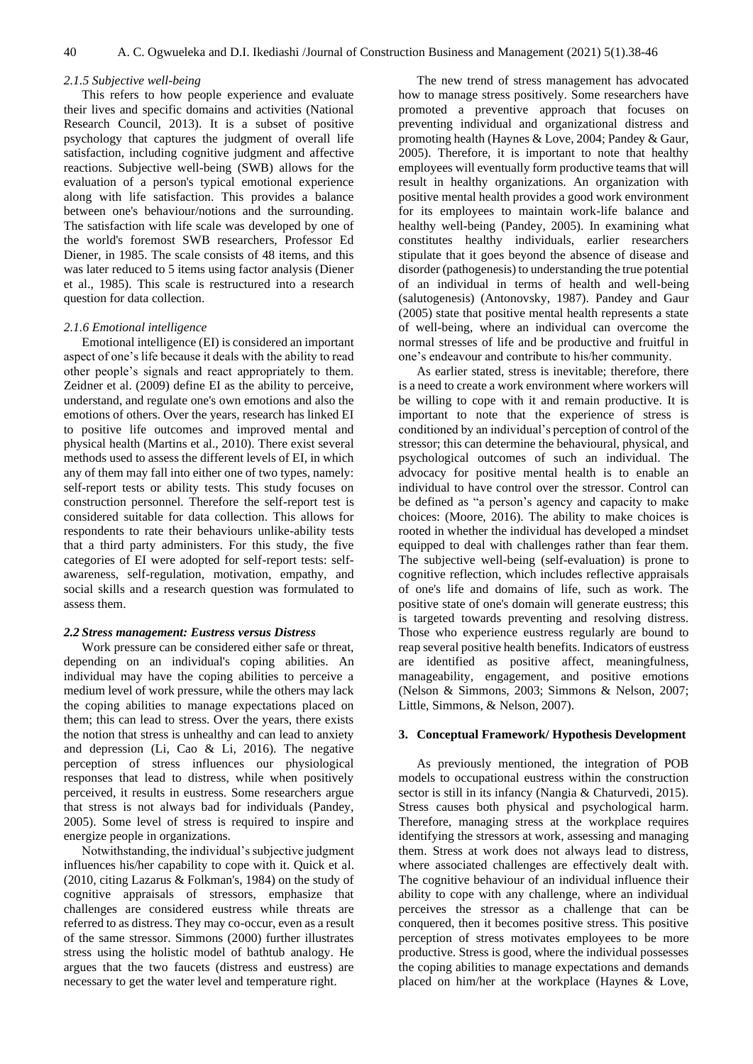### 2.1.5 Subjective well-being

This refers to how people experience and evaluate their lives and specific domains and activities (National Research Council, 2013). It is a subset of positive psychology that captures the judgment of overall life satisfaction, including cognitive judgment and affective reactions. Subjective well-being (SWB) allows for the evaluation of a person's typical emotional experience along with life satisfaction. This provides a balance between one's behaviour/notions and the surrounding. The satisfaction with life scale was developed by one of the world's foremost SWB researchers, Professor Ed Diener, in 1985. The scale consists of 48 items, and this was later reduced to 5 items using factor analysis (Diener et al., 1985). This scale is restructured into a research question for data collection.

### 2.1.6 Emotional intelligence

Emotional intelligence (EI) is considered an important aspect of one's life because it deals with the ability to read other people's signals and react appropriately to them. Zeidner et al. (2009) define EI as the ability to perceive, understand, and regulate one's own emotions and also the emotions of others. Over the years, research has linked EI to positive life outcomes and improved mental and physical health (Martins et al., 2010). There exist several methods used to assess the different levels of EI, in which any of them may fall into either one of two types, namely: self-report tests or ability tests. This study focuses on construction personnel. Therefore the self-report test is considered suitable for data collection. This allows for respondents to rate their behaviours unlike-ability tests that a third party administers. For this study, the five categories of EI were adopted for self-report tests: self-awareness, self-regulation, motivation, empathy, and social skills and a research question was formulated to assess them.

## 2.2 Stress management: Eustress versus Distress

Work pressure can be considered either safe or threat, depending on an individual's coping abilities. An individual may have the coping abilities to perceive a medium level of work pressure, while the others may lack the coping abilities to manage expectations placed on them; this can lead to stress. Over the years, there exists the notion that stress is unhealthy and can lead to anxiety and depression (Li, Cao & Li, 2016). The negative perception of stress influences our physiological responses that lead to distress, while when positively perceived, it results in eustress. Some researchers argue that stress is not always bad for individuals (Pandey, 2005). Some level of stress is required to inspire and energize people in organizations.

Notwithstanding, the individual's subjective judgment influences his/her capability to cope with it. Quick et al. (2010, citing Lazarus & Folkman's, 1984) on the study of cognitive appraisals of stressors, emphasize that challenges are considered eustress while threats are referred to as distress. They may co-occur, even as a result of the same stressor. Simmons (2000) further illustrates stress using the holistic model of bathtub analogy. He argues that the two faucets (distress and eustress) are necessary to get the water level and temperature right.

The new trend of stress management has advocated how to manage stress positively. Some researchers have promoted a preventive approach that focuses on preventing individual and organizational distress and promoting health (Haynes & Love, 2004; Pandey & Gaur, 2005). Therefore, it is important to note that healthy employees will eventually form productive teams that will result in healthy organizations. An organization with positive mental health provides a good work environment for its employees to maintain work-life balance and healthy well-being (Pandey, 2005). In examining what constitutes healthy individuals, earlier researchers stipulate that it goes beyond the absence of disease and disorder (pathogenesis) to understanding the true potential of an individual in terms of health and well-being (salutogenesis) (Antonovsky, 1987). Pandey and Gaur (2005) state that positive mental health represents a state of well-being, where an individual can overcome the normal stresses of life and be productive and fruitful in one's endeavour and contribute to his/her community.

As earlier stated, stress is inevitable; therefore, there is a need to create a work environment where workers will be willing to cope with it and remain productive. It is important to note that the experience of stress is conditioned by an individual's perception of control of the stressor; this can determine the behavioural, physical, and psychological outcomes of such an individual. The advocacy for positive mental health is to enable an individual to have control over the stressor. Control can be defined as "a person's agency and capacity to make choices: (Moore, 2016). The ability to make choices is rooted in whether the individual has developed a mindset equipped to deal with challenges rather than fear them. The subjective well-being (self-evaluation) is prone to cognitive reflection, which includes reflective appraisals of one's life and domains of life, such as work. The positive state of one's domain will generate eustress; this is targeted towards preventing and resolving distress. Those who experience eustress regularly are bound to reap several positive health benefits. Indicators of eustress are identified as positive affect, meaningfulness, manageability, engagement, and positive emotions (Nelson & Simmons, 2003; Simmons & Nelson, 2007; Little, Simmons, & Nelson, 2007).

# 3. Conceptual Framework/ Hypothesis Development

As previously mentioned, the integration of POB models to occupational eustress within the construction sector is still in its infancy (Nangia & Chaturvedi, 2015). Stress causes both physical and psychological harm. Therefore, managing stress at the workplace requires identifying the stressors at work, assessing and managing them. Stress at work does not always lead to distress, where associated challenges are effectively dealt with. The cognitive behaviour of an individual influence their ability to cope with any challenge, where an individual perceives the stressor as a challenge that can be conquered, then it becomes positive stress. This positive perception of stress motivates employees to be more productive. Stress is good, where the individual possesses the coping abilities to manage expectations and demands placed on him/her at the workplace (Haynes & Love,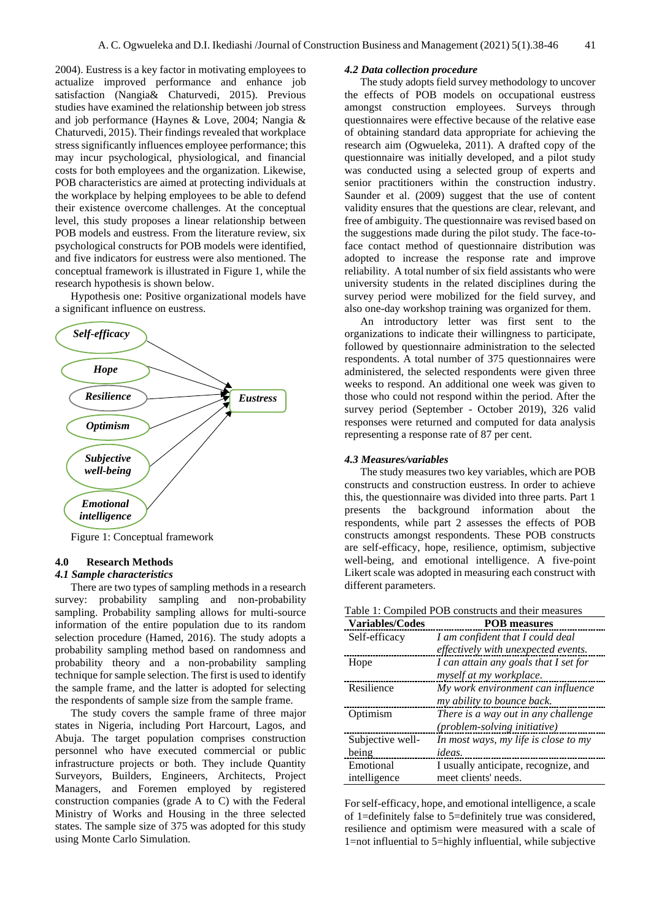2004). Eustress is a key factor in motivating employees to actualize improved performance and enhance job satisfaction (Nangia& Chaturvedi, 2015). Previous studies have examined the relationship between job stress and job performance (Haynes & Love, 2004; Nangia & Chaturvedi, 2015). Their findings revealed that workplace stress significantly influences employee performance; this may incur psychological, physiological, and financial costs for both employees and the organization. Likewise, POB characteristics are aimed at protecting individuals at the workplace by helping employees to be able to defend their existence overcome challenges. At the conceptual level, this study proposes a linear relationship between POB models and eustress. From the literature review, six psychological constructs for POB models were identified, and five indicators for eustress were also mentioned. The conceptual framework is illustrated in Figure 1, while the research hypothesis is shown below.

Hypothesis one: Positive organizational models have a significant influence on eustress.

Figure 1: Conceptual framework

## 4.0 Research Methods

### *4.1 Sample characteristics*

There are two types of sampling methods in a research survey: probability sampling and non-probability sampling. Probability sampling allows for multi-source information of the entire population due to its random selection procedure (Hamed, 2016). The study adopts a probability sampling method based on randomness and probability theory and a non-probability sampling technique for sample selection. The first is used to identify the sample frame, and the latter is adopted for selecting the respondents of sample size from the sample frame.

The study covers the sample frame of three major states in Nigeria, including Port Harcourt, Lagos, and Abuja. The target population comprises construction personnel who have executed commercial or public infrastructure projects or both. They include Quantity Surveyors, Builders, Engineers, Architects, Project Managers, and Foremen employed by registered construction companies (grade A to C) with the Federal Ministry of Works and Housing in the three selected states. The sample size of 375 was adopted for this study using Monte Carlo Simulation.

### *4.2 Data collection procedure*

The study adopts field survey methodology to uncover the effects of POB models on occupational eustress amongst construction employees. Surveys through questionnaires were effective because of the relative ease of obtaining standard data appropriate for achieving the research aim (Ogwueleka, 2011). A drafted copy of the questionnaire was initially developed, and a pilot study was conducted using a selected group of experts and senior practitioners within the construction industry. Saunder et al. (2009) suggest that the use of content validity ensures that the questions are clear, relevant, and free of ambiguity. The questionnaire was revised based on the suggestions made during the pilot study. The face-to-face contact method of questionnaire distribution was adopted to increase the response rate and improve reliability. A total number of six field assistants who were university students in the related disciplines during the survey period were mobilized for the field survey, and also one-day workshop training was organized for them.

An introductory letter was first sent to the organizations to indicate their willingness to participate, followed by questionnaire administration to the selected respondents. A total number of 375 questionnaires were administered, the selected respondents were given three weeks to respond. An additional one week was given to those who could not respond within the period. After the survey period (September - October 2019), 326 valid responses were returned and computed for data analysis representing a response rate of 87 per cent.

### *4.3 Measures/variables*

The study measures two key variables, which are POB constructs and construction eustress. In order to achieve this, the questionnaire was divided into three parts. Part 1 presents the background information about the respondents, while part 2 assesses the effects of POB constructs amongst respondents. These POB constructs are self-efficacy, hope, resilience, optimism, subjective well-being, and emotional intelligence. A five-point Likert scale was adopted in measuring each construct with different parameters.

Table 1: Compiled POB constructs and their measures

| Variables/Codes | POB measures |
|---|---|
| Self-efficacy | *I am confident that I could deal effectively with unexpected events.* |
| Hope | *I can attain any goals that I set for myself at my workplace.* |
| Resilience | *My work environment can influence my ability to bounce back.* |
| Optimism | *There is a way out in any challenge (problem-solving initiative)* |
| Subjective well-being | *In most ways, my life is close to my ideas.* |
| Emotional intelligence | I usually anticipate, recognize, and meet clients' needs. |

For self-efficacy, hope, and emotional intelligence, a scale of 1=definitely false to 5=definitely true was considered, resilience and optimism were measured with a scale of 1=not influential to 5=highly influential, while subjective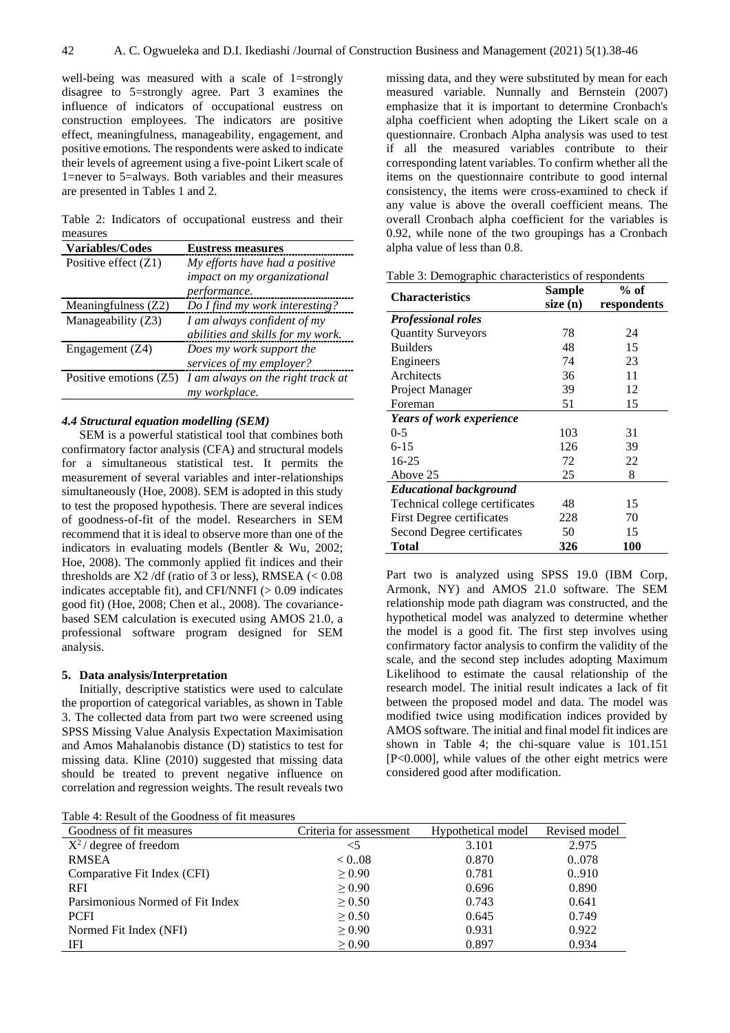well-being was measured with a scale of 1=strongly disagree to 5=strongly agree. Part 3 examines the influence of indicators of occupational eustress on construction employees. The indicators are positive effect, meaningfulness, manageability, engagement, and positive emotions. The respondents were asked to indicate their levels of agreement using a five-point Likert scale of 1=never to 5=always. Both variables and their measures are presented in Tables 1 and 2.

Table 2: Indicators of occupational eustress and their measures

| Variables/Codes | Eustress measures |
|---|---|
| Positive effect (Z1) | *My efforts have had a positive impact on my organizational performance.* |
| Meaningfulness (Z2) | *Do I find my work interesting?* |
| Manageability (Z3) | *I am always confident of my abilities and skills for my work.* |
| Engagement (Z4) | *Does my work support the services of my employer?* |
| Positive emotions (Z5) | *I am always on the right track at my workplace.* |

#### *4.4 Structural equation modelling (SEM)*

SEM is a powerful statistical tool that combines both confirmatory factor analysis (CFA) and structural models for a simultaneous statistical test. It permits the measurement of several variables and inter-relationships simultaneously (Hoe, 2008). SEM is adopted in this study to test the proposed hypothesis. There are several indices of goodness-of-fit of the model. Researchers in SEM recommend that it is ideal to observe more than one of the indicators in evaluating models (Bentler & Wu, 2002; Hoe, 2008). The commonly applied fit indices and their thresholds are X2 /df (ratio of 3 or less), RMSEA (< 0.08 indicates acceptable fit), and CFI/NNFI (> 0.09 indicates good fit) (Hoe, 2008; Chen et al., 2008). The covariance-based SEM calculation is executed using AMOS 21.0, a professional software program designed for SEM analysis.

### 5. Data analysis/Interpretation

Initially, descriptive statistics were used to calculate the proportion of categorical variables, as shown in Table 3. The collected data from part two were screened using SPSS Missing Value Analysis Expectation Maximisation and Amos Mahalanobis distance (D) statistics to test for missing data. Kline (2010) suggested that missing data should be treated to prevent negative influence on correlation and regression weights. The result reveals two missing data, and they were substituted by mean for each measured variable. Nunnally and Bernstein (2007) emphasize that it is important to determine Cronbach's alpha coefficient when adopting the Likert scale on a questionnaire. Cronbach Alpha analysis was used to test if all the measured variables contribute to their corresponding latent variables. To confirm whether all the items on the questionnaire contribute to good internal consistency, the items were cross-examined to check if any value is above the overall coefficient means. The overall Cronbach alpha coefficient for the variables is 0.92, while none of the two groupings has a Cronbach alpha value of less than 0.8.

Table 3: Demographic characteristics of respondents

| Characteristics | Sample size (n) | % of respondents |
|---|---|---|
| ***Professional roles*** | | |
| Quantity Surveyors | 78 | 24 |
| Builders | 48 | 15 |
| Engineers | 74 | 23 |
| Architects | 36 | 11 |
| Project Manager | 39 | 12 |
| Foreman | 51 | 15 |
| ***Years of work experience*** | | |
| 0-5 | 103 | 31 |
| 6-15 | 126 | 39 |
| 16-25 | 72 | 22 |
| Above 25 | 25 | 8 |
| ***Educational background*** | | |
| Technical college certificates | 48 | 15 |
| First Degree certificates | 228 | 70 |
| Second Degree certificates | 50 | 15 |
| **Total** | **326** | **100** |

Part two is analyzed using SPSS 19.0 (IBM Corp, Armonk, NY) and AMOS 21.0 software. The SEM relationship mode path diagram was constructed, and the hypothetical model was analyzed to determine whether the model is a good fit. The first step involves using confirmatory factor analysis to confirm the validity of the scale, and the second step includes adopting Maximum Likelihood to estimate the causal relationship of the research model. The initial result indicates a lack of fit between the proposed model and data. The model was modified twice using modification indices provided by AMOS software. The initial and final model fit indices are shown in Table 4; the chi-square value is 101.151 [P<0.000], while values of the other eight metrics were considered good after modification.

Table 4: Result of the Goodness of fit measures

| Goodness of fit measures | Criteria for assessment | Hypothetical model | Revised model |
|---|---|---|---|
| $X^2$ / degree of freedom | <5 | 3.101 | 2.975 |
| RMSEA | < 0..08 | 0.870 | 0..078 |
| Comparative Fit Index (CFI) | ≥ 0.90 | 0.781 | 0..910 |
| RFI | ≥ 0.90 | 0.696 | 0.890 |
| Parsimonious Normed of Fit Index | ≥ 0.50 | 0.743 | 0.641 |
| PCFI | ≥ 0.50 | 0.645 | 0.749 |
| Normed Fit Index (NFI) | ≥ 0.90 | 0.931 | 0.922 |
| IFI | ≥ 0.90 | 0.897 | 0.934 |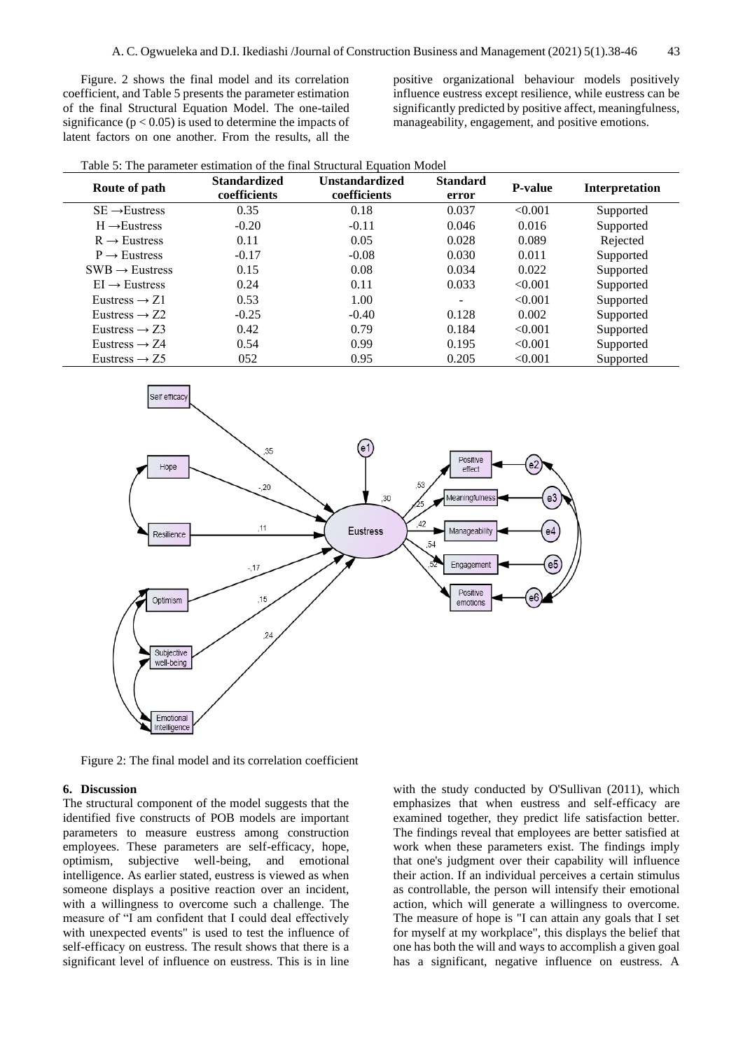Figure. 2 shows the final model and its correlation coefficient, and Table 5 presents the parameter estimation of the final Structural Equation Model. The one-tailed significance ($p < 0.05$) is used to determine the impacts of latent factors on one another. From the results, all the positive organizational behaviour models positively influence eustress except resilience, while eustress can be significantly predicted by positive affect, meaningfulness, manageability, engagement, and positive emotions.

Table 5: The parameter estimation of the final Structural Equation Model

| Route of path | Standardized coefficients | Unstandardized coefficients | Standard error | P-value | Interpretation |
|---|---|---|---|---|---|
| SE →Eustress | 0.35 | 0.18 | 0.037 | <0.001 | Supported |
| H →Eustress | -0.20 | -0.11 | 0.046 | 0.016 | Supported |
| R → Eustress | 0.11 | 0.05 | 0.028 | 0.089 | Rejected |
| P → Eustress | -0.17 | -0.08 | 0.030 | 0.011 | Supported |
| SWB → Eustress | 0.15 | 0.08 | 0.034 | 0.022 | Supported |
| EI → Eustress | 0.24 | 0.11 | 0.033 | <0.001 | Supported |
| Eustress → Z1 | 0.53 | 1.00 | - | <0.001 | Supported |
| Eustress → Z2 | -0.25 | -0.40 | 0.128 | 0.002 | Supported |
| Eustress → Z3 | 0.42 | 0.79 | 0.184 | <0.001 | Supported |
| Eustress → Z4 | 0.54 | 0.99 | 0.195 | <0.001 | Supported |
| Eustress → Z5 | 052 | 0.95 | 0.205 | <0.001 | Supported |

Figure 2: The final model and its correlation coefficient

## 6. Discussion

The structural component of the model suggests that the identified five constructs of POB models are important parameters to measure eustress among construction employees. These parameters are self-efficacy, hope, optimism, subjective well-being, and emotional intelligence. As earlier stated, eustress is viewed as when someone displays a positive reaction over an incident, with a willingness to overcome such a challenge. The measure of "I am confident that I could deal effectively with unexpected events" is used to test the influence of self-efficacy on eustress. The result shows that there is a significant level of influence on eustress. This is in line with the study conducted by O'Sullivan (2011), which emphasizes that when eustress and self-efficacy are examined together, they predict life satisfaction better. The findings reveal that employees are better satisfied at work when these parameters exist. The findings imply that one's judgment over their capability will influence their action. If an individual perceives a certain stimulus as controllable, the person will intensify their emotional action, which will generate a willingness to overcome. The measure of hope is "I can attain any goals that I set for myself at my workplace", this displays the belief that one has both the will and ways to accomplish a given goal has a significant, negative influence on eustress. A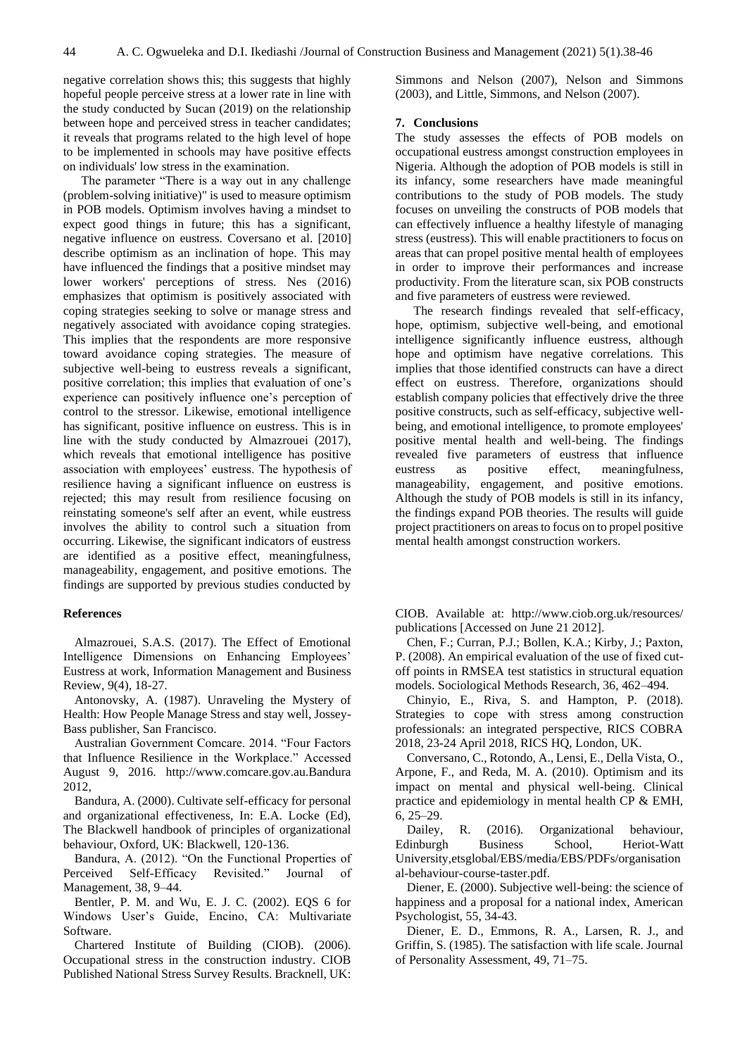negative correlation shows this; this suggests that highly hopeful people perceive stress at a lower rate in line with the study conducted by Sucan (2019) on the relationship between hope and perceived stress in teacher candidates; it reveals that programs related to the high level of hope to be implemented in schools may have positive effects on individuals' low stress in the examination.

The parameter "There is a way out in any challenge (problem-solving initiative)" is used to measure optimism in POB models. Optimism involves having a mindset to expect good things in future; this has a significant, negative influence on eustress. Coversano et al. [2010] describe optimism as an inclination of hope. This may have influenced the findings that a positive mindset may lower workers' perceptions of stress. Nes (2016) emphasizes that optimism is positively associated with coping strategies seeking to solve or manage stress and negatively associated with avoidance coping strategies. This implies that the respondents are more responsive toward avoidance coping strategies. The measure of subjective well-being to eustress reveals a significant, positive correlation; this implies that evaluation of one's experience can positively influence one's perception of control to the stressor. Likewise, emotional intelligence has significant, positive influence on eustress. This is in line with the study conducted by Almazrouei (2017), which reveals that emotional intelligence has positive association with employees' eustress. The hypothesis of resilience having a significant influence on eustress is rejected; this may result from resilience focusing on reinstating someone's self after an event, while eustress involves the ability to control such a situation from occurring. Likewise, the significant indicators of eustress are identified as a positive effect, meaningfulness, manageability, engagement, and positive emotions. The findings are supported by previous studies conducted by Simmons and Nelson (2007), Nelson and Simmons (2003), and Little, Simmons, and Nelson (2007).

## 7. Conclusions

The study assesses the effects of POB models on occupational eustress amongst construction employees in Nigeria. Although the adoption of POB models is still in its infancy, some researchers have made meaningful contributions to the study of POB models. The study focuses on unveiling the constructs of POB models that can effectively influence a healthy lifestyle of managing stress (eustress). This will enable practitioners to focus on areas that can propel positive mental health of employees in order to improve their performances and increase productivity. From the literature scan, six POB constructs and five parameters of eustress were reviewed.

The research findings revealed that self-efficacy, hope, optimism, subjective well-being, and emotional intelligence significantly influence eustress, although hope and optimism have negative correlations. This implies that those identified constructs can have a direct effect on eustress. Therefore, organizations should establish company policies that effectively drive the three positive constructs, such as self-efficacy, subjective well-being, and emotional intelligence, to promote employees' positive mental health and well-being. The findings revealed five parameters of eustress that influence eustress as positive effect, meaningfulness, manageability, engagement, and positive emotions. Although the study of POB models is still in its infancy, the findings expand POB theories. The results will guide project practitioners on areas to focus on to propel positive mental health amongst construction workers.

## References

Almazrouei, S.A.S. (2017). The Effect of Emotional Intelligence Dimensions on Enhancing Employees' Eustress at work, Information Management and Business Review, 9(4), 18-27.

Antonovsky, A. (1987). Unraveling the Mystery of Health: How People Manage Stress and stay well, Jossey-Bass publisher, San Francisco.

Australian Government Comcare. 2014. "Four Factors that Influence Resilience in the Workplace." Accessed August 9, 2016. http://www.comcare.gov.au.Bandura 2012,

Bandura, A. (2000). Cultivate self-efficacy for personal and organizational effectiveness, In: E.A. Locke (Ed), The Blackwell handbook of principles of organizational behaviour, Oxford, UK: Blackwell, 120-136.

Bandura, A. (2012). "On the Functional Properties of Perceived Self-Efficacy Revisited." Journal of Management, 38, 9–44.

Bentler, P. M. and Wu, E. J. C. (2002). EQS 6 for Windows User's Guide, Encino, CA: Multivariate Software.

Chartered Institute of Building (CIOB). (2006). Occupational stress in the construction industry. CIOB Published National Stress Survey Results. Bracknell, UK: CIOB. Available at: http://www.ciob.org.uk/resources/publications [Accessed on June 21 2012].

Chen, F.; Curran, P.J.; Bollen, K.A.; Kirby, J.; Paxton, P. (2008). An empirical evaluation of the use of fixed cut-off points in RMSEA test statistics in structural equation models. Sociological Methods Research, 36, 462–494.

Chinyio, E., Riva, S. and Hampton, P. (2018). Strategies to cope with stress among construction professionals: an integrated perspective, RICS COBRA 2018, 23-24 April 2018, RICS HQ, London, UK.

Conversano, C., Rotondo, A., Lensi, E., Della Vista, O., Arpone, F., and Reda, M. A. (2010). Optimism and its impact on mental and physical well-being. Clinical practice and epidemiology in mental health CP & EMH, 6, 25–29.

Dailey, R. (2016). Organizational behaviour, Edinburgh Business School, Heriot-Watt University,etsglobal/EBS/media/EBS/PDFs/organisational-behaviour-course-taster.pdf.

Diener, E. (2000). Subjective well-being: the science of happiness and a proposal for a national index, American Psychologist, 55, 34-43.

Diener, E. D., Emmons, R. A., Larsen, R. J., and Griffin, S. (1985). The satisfaction with life scale. Journal of Personality Assessment, 49, 71–75.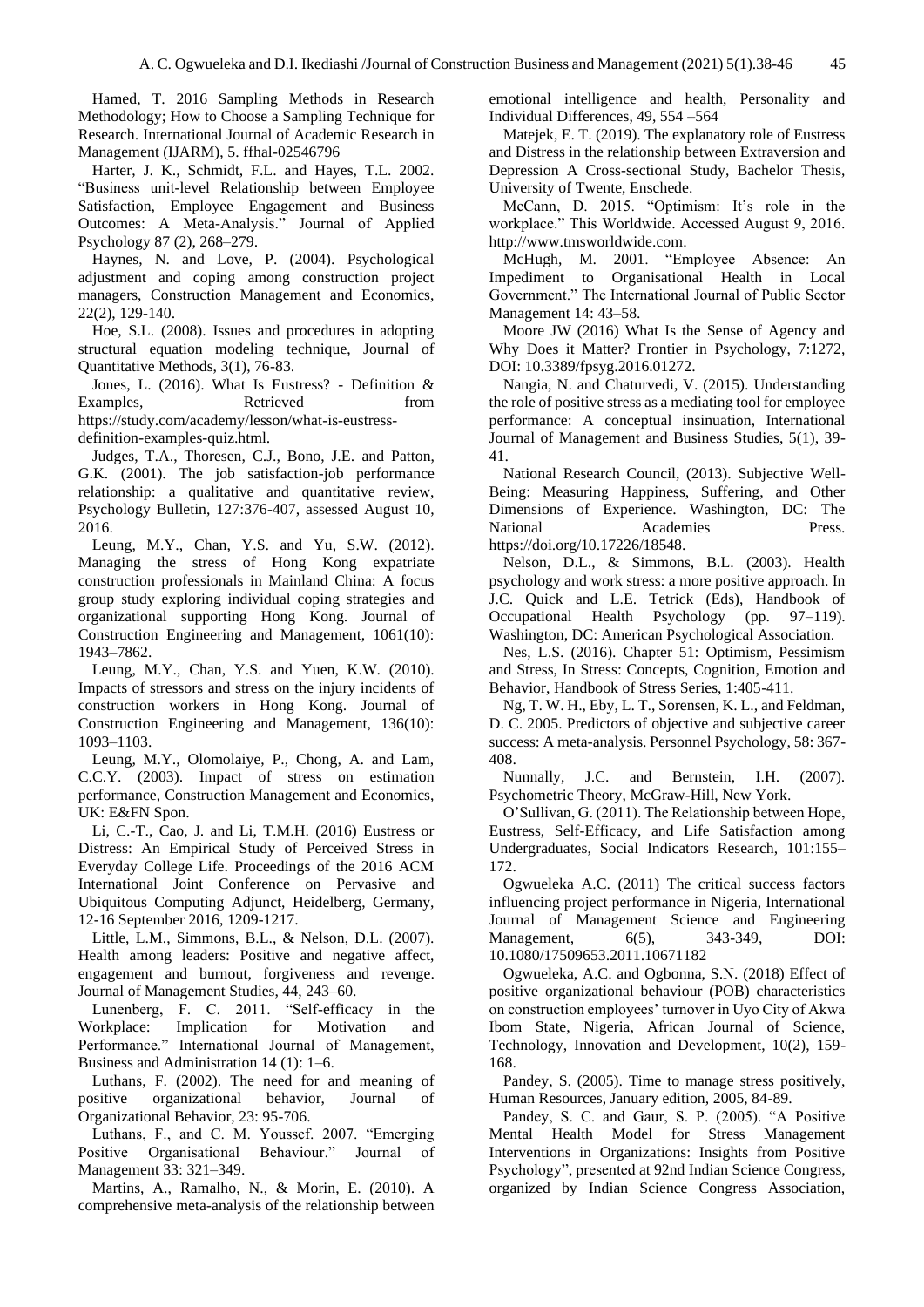Hamed, T. 2016 Sampling Methods in Research Methodology; How to Choose a Sampling Technique for Research. International Journal of Academic Research in Management (IJARM), 5. ffhal-02546796

Harter, J. K., Schmidt, F.L. and Hayes, T.L. 2002. "Business unit-level Relationship between Employee Satisfaction, Employee Engagement and Business Outcomes: A Meta-Analysis." Journal of Applied Psychology 87 (2), 268–279.

Haynes, N. and Love, P. (2004). Psychological adjustment and coping among construction project managers, Construction Management and Economics, 22(2), 129-140.

Hoe, S.L. (2008). Issues and procedures in adopting structural equation modeling technique, Journal of Quantitative Methods, 3(1), 76-83.

Jones, L. (2016). What Is Eustress? - Definition & Examples, Retrieved from https://study.com/academy/lesson/what-is-eustress-definition-examples-quiz.html.

Judges, T.A., Thoresen, C.J., Bono, J.E. and Patton, G.K. (2001). The job satisfaction-job performance relationship: a qualitative and quantitative review, Psychology Bulletin, 127:376-407, assessed August 10, 2016.

Leung, M.Y., Chan, Y.S. and Yu, S.W. (2012). Managing the stress of Hong Kong expatriate construction professionals in Mainland China: A focus group study exploring individual coping strategies and organizational supporting Hong Kong. Journal of Construction Engineering and Management, 1061(10): 1943–7862.

Leung, M.Y., Chan, Y.S. and Yuen, K.W. (2010). Impacts of stressors and stress on the injury incidents of construction workers in Hong Kong. Journal of Construction Engineering and Management, 136(10): 1093–1103.

Leung, M.Y., Olomolaiye, P., Chong, A. and Lam, C.C.Y. (2003). Impact of stress on estimation performance, Construction Management and Economics, UK: E&FN Spon.

Li, C.-T., Cao, J. and Li, T.M.H. (2016) Eustress or Distress: An Empirical Study of Perceived Stress in Everyday College Life. Proceedings of the 2016 ACM International Joint Conference on Pervasive and Ubiquitous Computing Adjunct, Heidelberg, Germany, 12-16 September 2016, 1209-1217.

Little, L.M., Simmons, B.L., & Nelson, D.L. (2007). Health among leaders: Positive and negative affect, engagement and burnout, forgiveness and revenge. Journal of Management Studies, 44, 243–60.

Lunenberg, F. C. 2011. "Self-efficacy in the Workplace: Implication for Motivation and Performance." International Journal of Management, Business and Administration 14 (1): 1–6.

Luthans, F. (2002). The need for and meaning of positive organizational behavior, Journal of Organizational Behavior, 23: 95-706.

Luthans, F., and C. M. Youssef. 2007. "Emerging Positive Organisational Behaviour." Journal of Management 33: 321–349.

Martins, A., Ramalho, N., & Morin, E. (2010). A comprehensive meta-analysis of the relationship between emotional intelligence and health, Personality and Individual Differences, 49, 554 –564

Matejek, E. T. (2019). The explanatory role of Eustress and Distress in the relationship between Extraversion and Depression A Cross-sectional Study, Bachelor Thesis, University of Twente, Enschede.

McCann, D. 2015. "Optimism: It's role in the workplace." This Worldwide. Accessed August 9, 2016. http://www.tmsworldwide.com.

McHugh, M. 2001. "Employee Absence: An Impediment to Organisational Health in Local Government." The International Journal of Public Sector Management 14: 43–58.

Moore JW (2016) What Is the Sense of Agency and Why Does it Matter? Frontier in Psychology, 7:1272, DOI: 10.3389/fpsyg.2016.01272.

Nangia, N. and Chaturvedi, V. (2015). Understanding the role of positive stress as a mediating tool for employee performance: A conceptual insinuation, International Journal of Management and Business Studies, 5(1), 39-41.

National Research Council, (2013). Subjective Well-Being: Measuring Happiness, Suffering, and Other Dimensions of Experience. Washington, DC: The National Academies Press. https://doi.org/10.17226/18548.

Nelson, D.L., & Simmons, B.L. (2003). Health psychology and work stress: a more positive approach. In J.C. Quick and L.E. Tetrick (Eds), Handbook of Occupational Health Psychology (pp. 97–119). Washington, DC: American Psychological Association.

Nes, L.S. (2016). Chapter 51: Optimism, Pessimism and Stress, In Stress: Concepts, Cognition, Emotion and Behavior, Handbook of Stress Series, 1:405-411.

Ng, T. W. H., Eby, L. T., Sorensen, K. L., and Feldman, D. C. 2005. Predictors of objective and subjective career success: A meta-analysis. Personnel Psychology, 58: 367-408.

Nunnally, J.C. and Bernstein, I.H. (2007). Psychometric Theory, McGraw-Hill, New York.

O'Sullivan, G. (2011). The Relationship between Hope, Eustress, Self-Efficacy, and Life Satisfaction among Undergraduates, Social Indicators Research, 101:155–172.

Ogwueleka A.C. (2011) The critical success factors influencing project performance in Nigeria, International Journal of Management Science and Engineering Management, 6(5), 343-349, DOI: 10.1080/17509653.2011.10671182

Ogwueleka, A.C. and Ogbonna, S.N. (2018) Effect of positive organizational behaviour (POB) characteristics on construction employees' turnover in Uyo City of Akwa Ibom State, Nigeria, African Journal of Science, Technology, Innovation and Development, 10(2), 159-168.

Pandey, S. (2005). Time to manage stress positively, Human Resources, January edition, 2005, 84-89.

Pandey, S. C. and Gaur, S. P. (2005). "A Positive Mental Health Model for Stress Management Interventions in Organizations: Insights from Positive Psychology", presented at 92nd Indian Science Congress, organized by Indian Science Congress Association,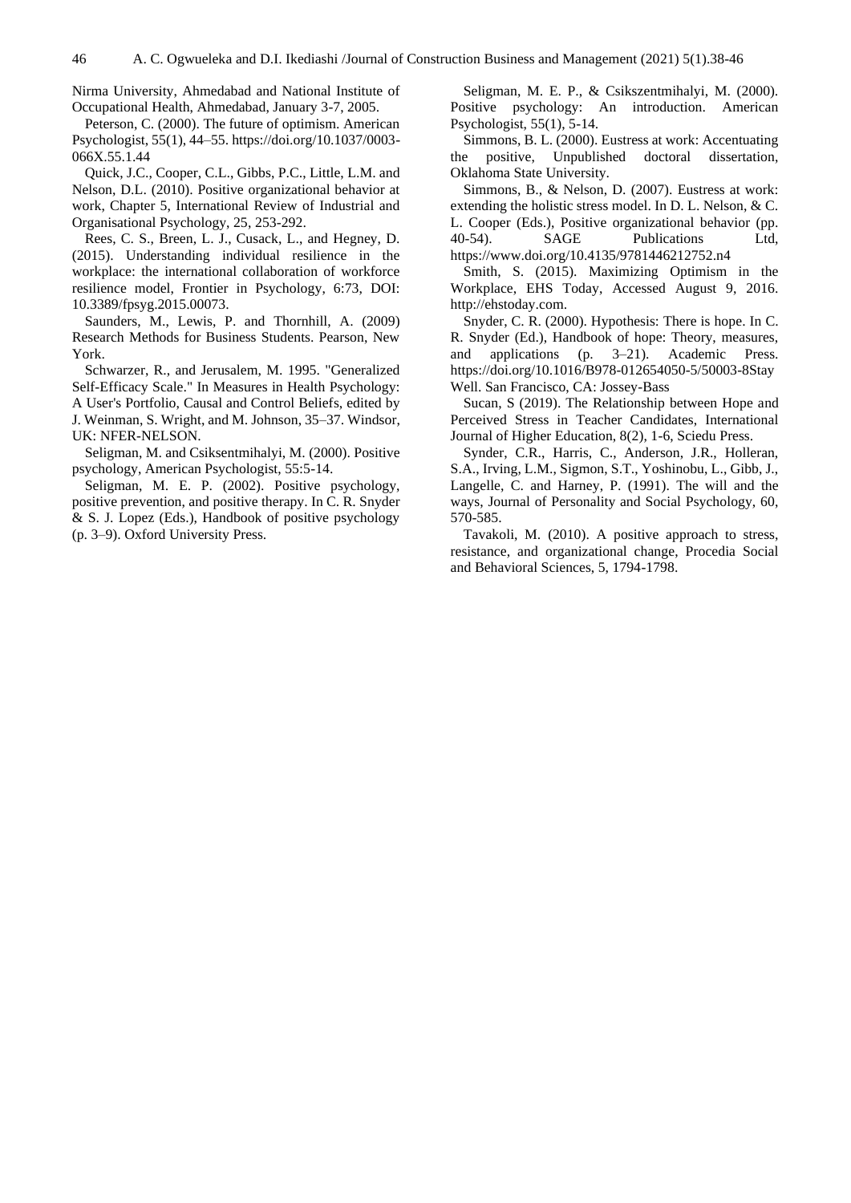Nirma University, Ahmedabad and National Institute of Occupational Health, Ahmedabad, January 3-7, 2005.

Peterson, C. (2000). The future of optimism. American Psychologist, 55(1), 44–55. https://doi.org/10.1037/0003-066X.55.1.44

Quick, J.C., Cooper, C.L., Gibbs, P.C., Little, L.M. and Nelson, D.L. (2010). Positive organizational behavior at work, Chapter 5, International Review of Industrial and Organisational Psychology, 25, 253-292.

Rees, C. S., Breen, L. J., Cusack, L., and Hegney, D. (2015). Understanding individual resilience in the workplace: the international collaboration of workforce resilience model, Frontier in Psychology, 6:73, DOI: 10.3389/fpsyg.2015.00073.

Saunders, M., Lewis, P. and Thornhill, A. (2009) Research Methods for Business Students. Pearson, New York.

Schwarzer, R., and Jerusalem, M. 1995. "Generalized Self-Efficacy Scale." In Measures in Health Psychology: A User's Portfolio, Causal and Control Beliefs, edited by J. Weinman, S. Wright, and M. Johnson, 35–37. Windsor, UK: NFER-NELSON.

Seligman, M. and Csiksentmihalyi, M. (2000). Positive psychology, American Psychologist, 55:5-14.

Seligman, M. E. P. (2002). Positive psychology, positive prevention, and positive therapy. In C. R. Snyder & S. J. Lopez (Eds.), Handbook of positive psychology (p. 3–9). Oxford University Press.

Seligman, M. E. P., & Csikszentmihalyi, M. (2000). Positive psychology: An introduction. American Psychologist, 55(1), 5-14.

Simmons, B. L. (2000). Eustress at work: Accentuating the positive, Unpublished doctoral dissertation, Oklahoma State University.

Simmons, B., & Nelson, D. (2007). Eustress at work: extending the holistic stress model. In D. L. Nelson, & C. L. Cooper (Eds.), Positive organizational behavior (pp. 40-54). SAGE Publications Ltd, https://www.doi.org/10.4135/9781446212752.n4

Smith, S. (2015). Maximizing Optimism in the Workplace, EHS Today, Accessed August 9, 2016. http://ehstoday.com.

Snyder, C. R. (2000). Hypothesis: There is hope. In C. R. Snyder (Ed.), Handbook of hope: Theory, measures, and applications (p. 3–21). Academic Press. https://doi.org/10.1016/B978-012654050-5/50003-8Stay Well. San Francisco, CA: Jossey-Bass

Sucan, S (2019). The Relationship between Hope and Perceived Stress in Teacher Candidates, International Journal of Higher Education, 8(2), 1-6, Sciedu Press.

Synder, C.R., Harris, C., Anderson, J.R., Holleran, S.A., Irving, L.M., Sigmon, S.T., Yoshinobu, L., Gibb, J., Langelle, C. and Harney, P. (1991). The will and the ways, Journal of Personality and Social Psychology, 60, 570-585.

Tavakoli, M. (2010). A positive approach to stress, resistance, and organizational change, Procedia Social and Behavioral Sciences, 5, 1794-1798.